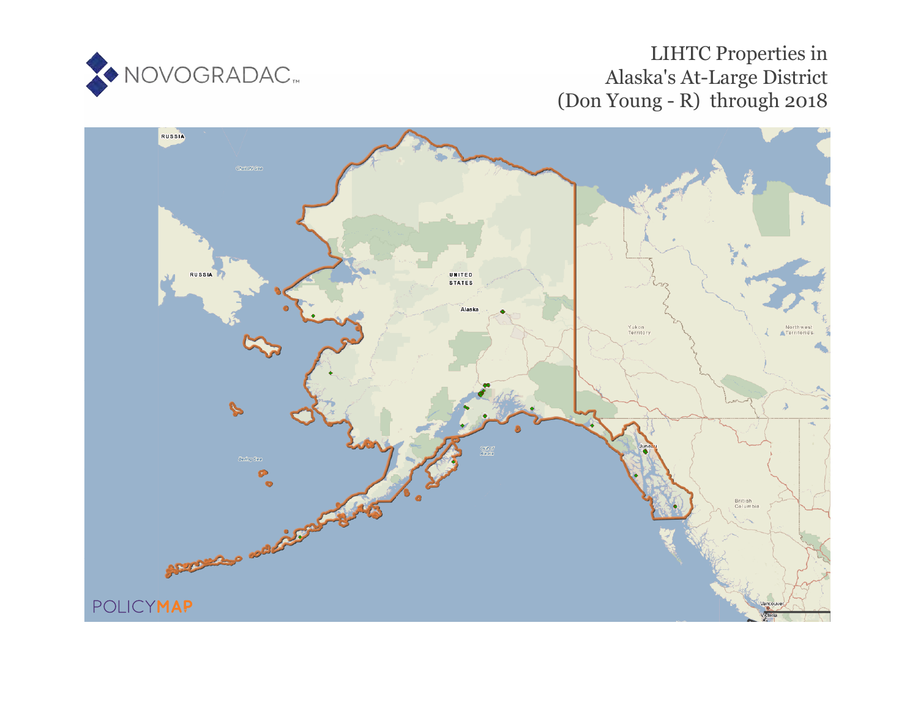NOVOGRADAC

# LIHTC Properties in Alaska's At-Large District (Don Young - R) through 2018

POLICYMAP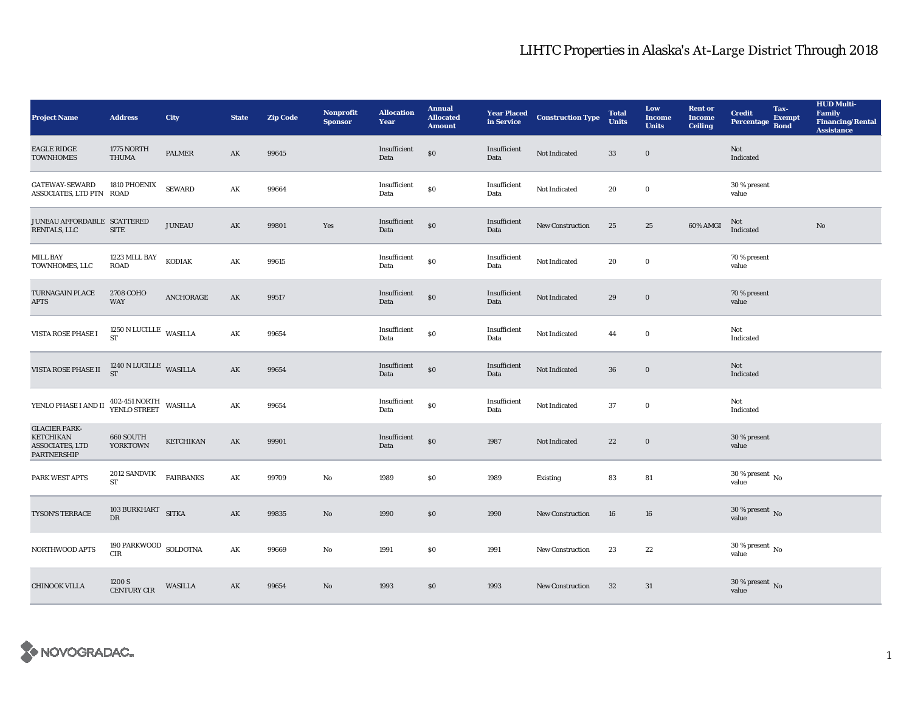# LIHTC Properties in Alaska's At-Large District Through 2018

| Project Name | Address | City | State | Zip Code | Nonprofit Sponsor | Allocation Year | Annual Allocated Amount | Year Placed in Service | Construction Type | Total Units | Low Income Units | Rent or Income Ceiling | Credit Percentage | Tax-Exempt Bond | HUD Multi-Family Financing/Rental Assistance |
|---|---|---|---|---|---|---|---|---|---|---|---|---|---|---|---|
| EAGLE RIDGE TOWNHOMES | 1775 NORTH THUMA | PALMER | AK | 99645 | | Insufficient Data | $0 | Insufficient Data | Not Indicated | 33 | 0 | | Not Indicated | | |
| GATEWAY-SEWARD ASSOCIATES, LTD PTN | 1810 PHOENIX ROAD | SEWARD | AK | 99664 | | Insufficient Data | $0 | Insufficient Data | Not Indicated | 20 | 0 | | 30 % present value | | |
| JUNEAU AFFORDABLE RENTALS, LLC | SCATTERED SITE | JUNEAU | AK | 99801 | Yes | Insufficient Data | $0 | Insufficient Data | New Construction | 25 | 25 | 60% AMGI | Not Indicated | | No |
| MILL BAY TOWNHOMES, LLC | 1223 MILL BAY ROAD | KODIAK | AK | 99615 | | Insufficient Data | $0 | Insufficient Data | Not Indicated | 20 | 0 | | 70 % present value | | |
| TURNAGAIN PLACE APTS | 2708 COHO WAY | ANCHORAGE | AK | 99517 | | Insufficient Data | $0 | Insufficient Data | Not Indicated | 29 | 0 | | 70 % present value | | |
| VISTA ROSE PHASE I | 1250 N LUCILLE ST | WASILLA | AK | 99654 | | Insufficient Data | $0 | Insufficient Data | Not Indicated | 44 | 0 | | Not Indicated | | |
| VISTA ROSE PHASE II | 1240 N LUCILLE ST | WASILLA | AK | 99654 | | Insufficient Data | $0 | Insufficient Data | Not Indicated | 36 | 0 | | Not Indicated | | |
| YENLO PHASE I AND II | 402-451 NORTH YENLO STREET | WASILLA | AK | 99654 | | Insufficient Data | $0 | Insufficient Data | Not Indicated | 37 | 0 | | Not Indicated | | |
| GLACIER PARK-KETCHIKAN ASSOCIATES, LTD PARTNERSHIP | 660 SOUTH YORKTOWN | KETCHIKAN | AK | 99901 | | Insufficient Data | $0 | 1987 | Not Indicated | 22 | 0 | | 30 % present value | | |
| PARK WEST APTS | 2012 SANDVIK ST | FAIRBANKS | AK | 99709 | No | 1989 | $0 | 1989 | Existing | 83 | 81 | | 30 % present value | No | |
| TYSON'S TERRACE | 103 BURKHART DR | SITKA | AK | 99835 | No | 1990 | $0 | 1990 | New Construction | 16 | 16 | | 30 % present value | No | |
| NORTHWOOD APTS | 190 PARKWOOD CIR | SOLDOTNA | AK | 99669 | No | 1991 | $0 | 1991 | New Construction | 23 | 22 | | 30 % present value | No | |
| CHINOOK VILLA | 1200 S CENTURY CIR | WASILLA | AK | 99654 | No | 1993 | $0 | 1993 | New Construction | 32 | 31 | | 30 % present value | No | |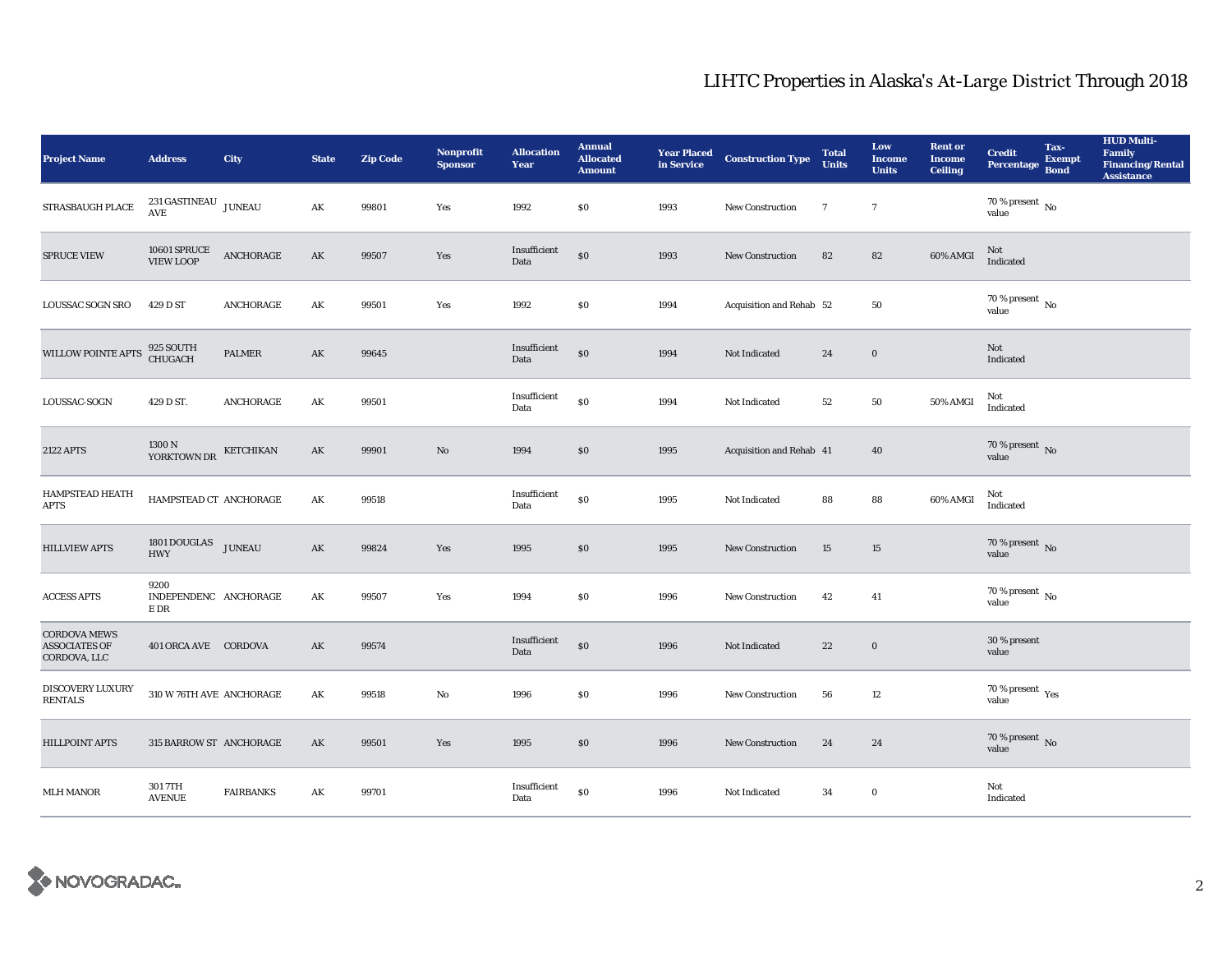# LIHTC Properties in Alaska's At-Large District Through 2018

| Project Name | Address | City | State | Zip Code | Nonprofit Sponsor | Allocation Year | Annual Allocated Amount | Year Placed in Service | Construction Type | Total Units | Low Income Units | Rent or Income Ceiling | Credit Percentage | Tax-Exempt Bond | HUD Multi-Family Financing/Rental Assistance |
|---|---|---|---|---|---|---|---|---|---|---|---|---|---|---|---|
| STRASBAUGH PLACE | 231 GASTINEAU AVE | JUNEAU | AK | 99801 | Yes | 1992 | $0 | 1993 | New Construction | 7 | 7 | | 70 % present value | No | |
| SPRUCE VIEW | 10601 SPRUCE VIEW LOOP | ANCHORAGE | AK | 99507 | Yes | Insufficient Data | $0 | 1993 | New Construction | 82 | 82 | 60% AMGI | Not Indicated | | |
| LOUSSAC SOGN SRO | 429 D ST | ANCHORAGE | AK | 99501 | Yes | 1992 | $0 | 1994 | Acquisition and Rehab | 52 | 50 | | 70 % present value | No | |
| WILLOW POINTE APTS | 925 SOUTH CHUGACH | PALMER | AK | 99645 | | Insufficient Data | $0 | 1994 | Not Indicated | 24 | 0 | | Not Indicated | | |
| LOUSSAC-SOGN | 429 D ST. | ANCHORAGE | AK | 99501 | | Insufficient Data | $0 | 1994 | Not Indicated | 52 | 50 | 50% AMGI | Not Indicated | | |
| 2122 APTS | 1300 N YORKTOWN DR | KETCHIKAN | AK | 99901 | No | 1994 | $0 | 1995 | Acquisition and Rehab | 41 | 40 | | 70 % present value | No | |
| HAMPSTEAD HEATH APTS | HAMPSTEAD CT | ANCHORAGE | AK | 99518 | | Insufficient Data | $0 | 1995 | Not Indicated | 88 | 88 | 60% AMGI | Not Indicated | | |
| HILLVIEW APTS | 1801 DOUGLAS HWY | JUNEAU | AK | 99824 | Yes | 1995 | $0 | 1995 | New Construction | 15 | 15 | | 70 % present value | No | |
| ACCESS APTS | 9200 INDEPENDENCE DR | ANCHORAGE | AK | 99507 | Yes | 1994 | $0 | 1996 | New Construction | 42 | 41 | | 70 % present value | No | |
| CORDOVA MEWS ASSOCIATES OF CORDOVA, LLC | 401 ORCA AVE | CORDOVA | AK | 99574 | | Insufficient Data | $0 | 1996 | Not Indicated | 22 | 0 | | 30 % present value | | |
| DISCOVERY LUXURY RENTALS | 310 W 76TH AVE | ANCHORAGE | AK | 99518 | No | 1996 | $0 | 1996 | New Construction | 56 | 12 | | 70 % present value | Yes | |
| HILLPOINT APTS | 315 BARROW ST | ANCHORAGE | AK | 99501 | Yes | 1995 | $0 | 1996 | New Construction | 24 | 24 | | 70 % present value | No | |
| MLH MANOR | 301 7TH AVENUE | FAIRBANKS | AK | 99701 | | Insufficient Data | $0 | 1996 | Not Indicated | 34 | 0 | | Not Indicated | | |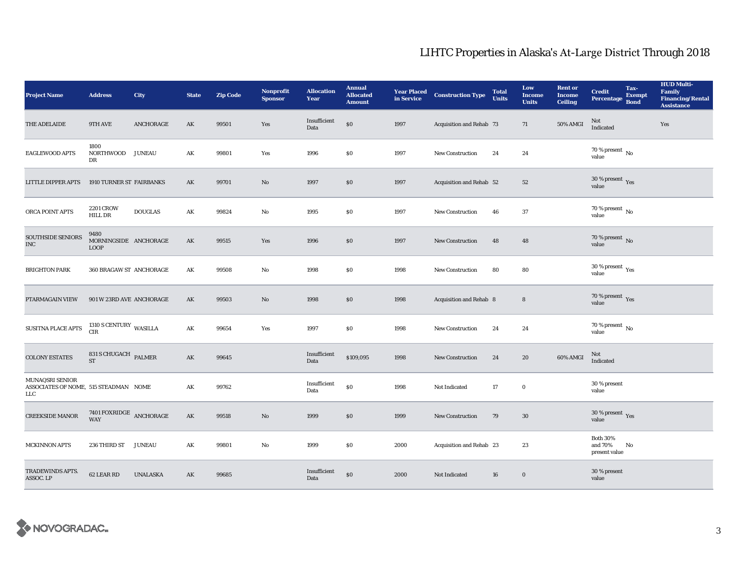# LIHTC Properties in Alaska's At-Large District Through 2018

| Project Name | Address | City | State | Zip Code | Nonprofit Sponsor | Allocation Year | Annual Allocated Amount | Year Placed in Service | Construction Type | Total Units | Low Income Units | Rent or Income Ceiling | Credit Percentage | Tax-Exempt Bond | HUD Multi-Family Financing/Rental Assistance |
|---|---|---|---|---|---|---|---|---|---|---|---|---|---|---|---|
| THE ADELAIDE | 9TH AVE | ANCHORAGE | AK | 99501 | Yes | Insufficient Data | $0 | 1997 | Acquisition and Rehab | 73 | 71 | 50% AMGI | Not Indicated | | Yes |
| EAGLEWOOD APTS | 1800 NORTHWOOD DR | JUNEAU | AK | 99801 | Yes | 1996 | $0 | 1997 | New Construction | 24 | 24 | | 70 % present value | No | |
| LITTLE DIPPER APTS | 1910 TURNER ST | FAIRBANKS | AK | 99701 | No | 1997 | $0 | 1997 | Acquisition and Rehab | 52 | 52 | | 30 % present value | Yes | |
| ORCA POINT APTS | 2201 CROW HILL DR | DOUGLAS | AK | 99824 | No | 1995 | $0 | 1997 | New Construction | 46 | 37 | | 70 % present value | No | |
| SOUTHSIDE SENIORS INC | 9480 MORNINGSIDE LOOP | ANCHORAGE | AK | 99515 | Yes | 1996 | $0 | 1997 | New Construction | 48 | 48 | | 70 % present value | No | |
| BRIGHTON PARK | 360 BRAGAW ST | ANCHORAGE | AK | 99508 | No | 1998 | $0 | 1998 | New Construction | 80 | 80 | | 30 % present value | Yes | |
| PTARMAGAIN VIEW | 901 W 23RD AVE | ANCHORAGE | AK | 99503 | No | 1998 | $0 | 1998 | Acquisition and Rehab | 8 | 8 | | 70 % present value | Yes | |
| SUSITNA PLACE APTS | 1310 S CENTURY CIR | WASILLA | AK | 99654 | Yes | 1997 | $0 | 1998 | New Construction | 24 | 24 | | 70 % present value | No | |
| COLONY ESTATES | 831 S CHUGACH ST | PALMER | AK | 99645 | | Insufficient Data | $109,095 | 1998 | New Construction | 24 | 20 | 60% AMGI | Not Indicated | | |
| MUNAQSRI SENIOR ASSOCIATES OF NOME, LLC | 515 STEADMAN | NOME | AK | 99762 | | Insufficient Data | $0 | 1998 | Not Indicated | 17 | 0 | | 30 % present value | | |
| CREEKSIDE MANOR | 7401 FOXRIDGE WAY | ANCHORAGE | AK | 99518 | No | 1999 | $0 | 1999 | New Construction | 79 | 30 | | 30 % present value | Yes | |
| MCKINNON APTS | 236 THIRD ST | JUNEAU | AK | 99801 | No | 1999 | $0 | 2000 | Acquisition and Rehab | 23 | 23 | | Both 30% and 70% present value | No | |
| TRADEWINDS APTS. ASSOC. LP | 62 LEAR RD | UNALASKA | AK | 99685 | | Insufficient Data | $0 | 2000 | Not Indicated | 16 | 0 | | 30 % present value | | |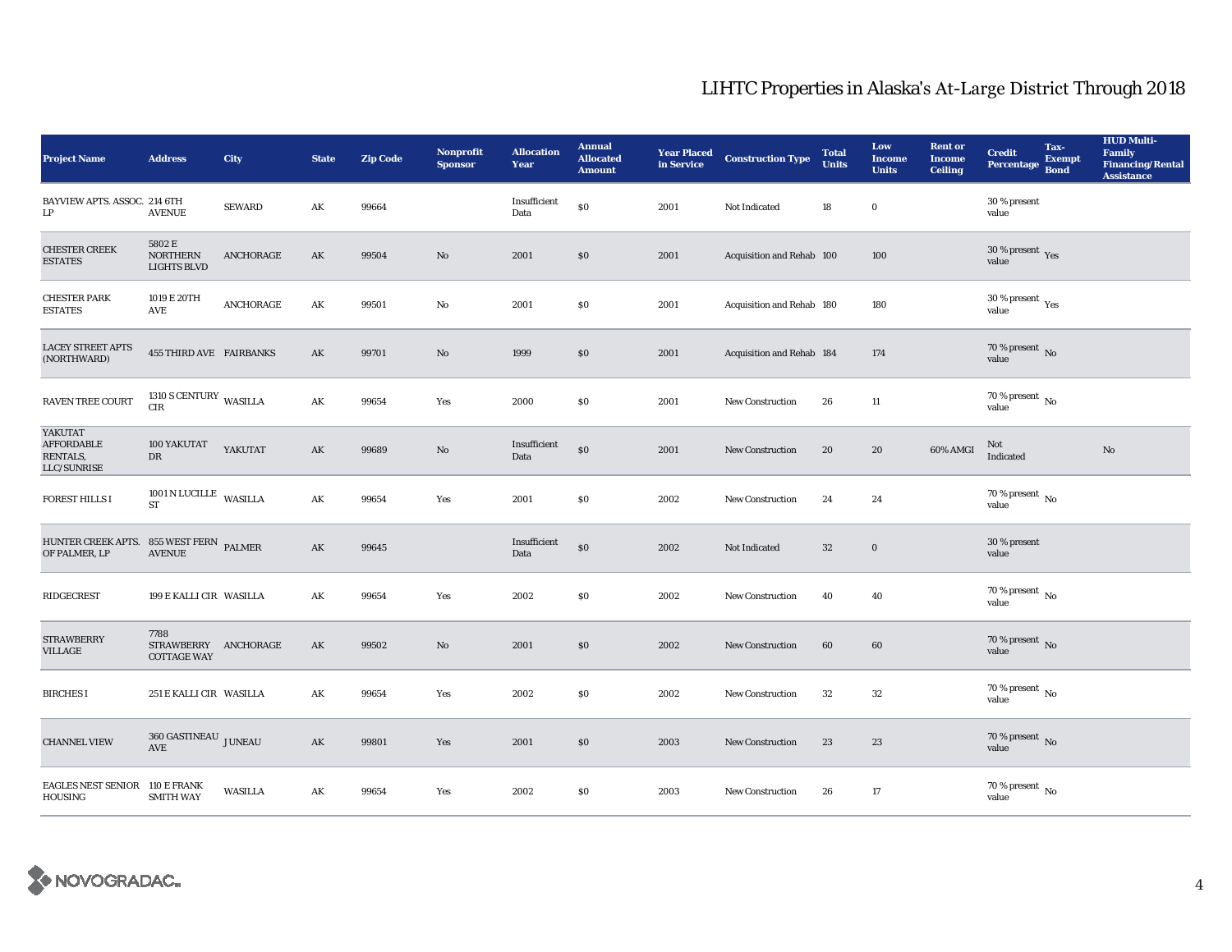# LIHTC Properties in Alaska's At-Large District Through 2018

| Project Name | Address | City | State | Zip Code | Nonprofit Sponsor | Allocation Year | Annual Allocated Amount | Year Placed in Service | Construction Type | Total Units | Low Income Units | Rent or Income Ceiling | Credit Percentage | Tax-Exempt Bond | HUD Multi-Family Financing/Rental Assistance |
|---|---|---|---|---|---|---|---|---|---|---|---|---|---|---|---|
| BAYVIEW APTS. ASSOC. LP | 214 6TH AVENUE | SEWARD | AK | 99664 | | Insufficient Data | $0 | 2001 | Not Indicated | 18 | 0 | | 30 % present value | | |
| CHESTER CREEK ESTATES | 5802 E NORTHERN LIGHTS BLVD | ANCHORAGE | AK | 99504 | No | 2001 | $0 | 2001 | Acquisition and Rehab | 100 | 100 | | 30 % present value | Yes | |
| CHESTER PARK ESTATES | 1019 E 20TH AVE | ANCHORAGE | AK | 99501 | No | 2001 | $0 | 2001 | Acquisition and Rehab | 180 | 180 | | 30 % present value | Yes | |
| LACEY STREET APTS (NORTHWARD) | 455 THIRD AVE | FAIRBANKS | AK | 99701 | No | 1999 | $0 | 2001 | Acquisition and Rehab | 184 | 174 | | 70 % present value | No | |
| RAVEN TREE COURT | 1310 S CENTURY CIR | WASILLA | AK | 99654 | Yes | 2000 | $0 | 2001 | New Construction | 26 | 11 | | 70 % present value | No | |
| YAKUTAT AFFORDABLE RENTALS, LLC/SUNRISE | 100 YAKUTAT DR | YAKUTAT | AK | 99689 | No | Insufficient Data | $0 | 2001 | New Construction | 20 | 20 | 60% AMGI | Not Indicated | | No |
| FOREST HILLS I | 1001 N LUCILLE ST | WASILLA | AK | 99654 | Yes | 2001 | $0 | 2002 | New Construction | 24 | 24 | | 70 % present value | No | |
| HUNTER CREEK APTS. OF PALMER, LP | 855 WEST FERN AVENUE | PALMER | AK | 99645 | | Insufficient Data | $0 | 2002 | Not Indicated | 32 | 0 | | 30 % present value | | |
| RIDGECREST | 199 E KALLI CIR | WASILLA | AK | 99654 | Yes | 2002 | $0 | 2002 | New Construction | 40 | 40 | | 70 % present value | No | |
| STRAWBERRY VILLAGE | 7788 STRAWBERRY COTTAGE WAY | ANCHORAGE | AK | 99502 | No | 2001 | $0 | 2002 | New Construction | 60 | 60 | | 70 % present value | No | |
| BIRCHES I | 251 E KALLI CIR | WASILLA | AK | 99654 | Yes | 2002 | $0 | 2002 | New Construction | 32 | 32 | | 70 % present value | No | |
| CHANNEL VIEW | 360 GASTINEAU AVE | JUNEAU | AK | 99801 | Yes | 2001 | $0 | 2003 | New Construction | 23 | 23 | | 70 % present value | No | |
| EAGLES NEST SENIOR HOUSING | 110 E FRANK SMITH WAY | WASILLA | AK | 99654 | Yes | 2002 | $0 | 2003 | New Construction | 26 | 17 | | 70 % present value | No | |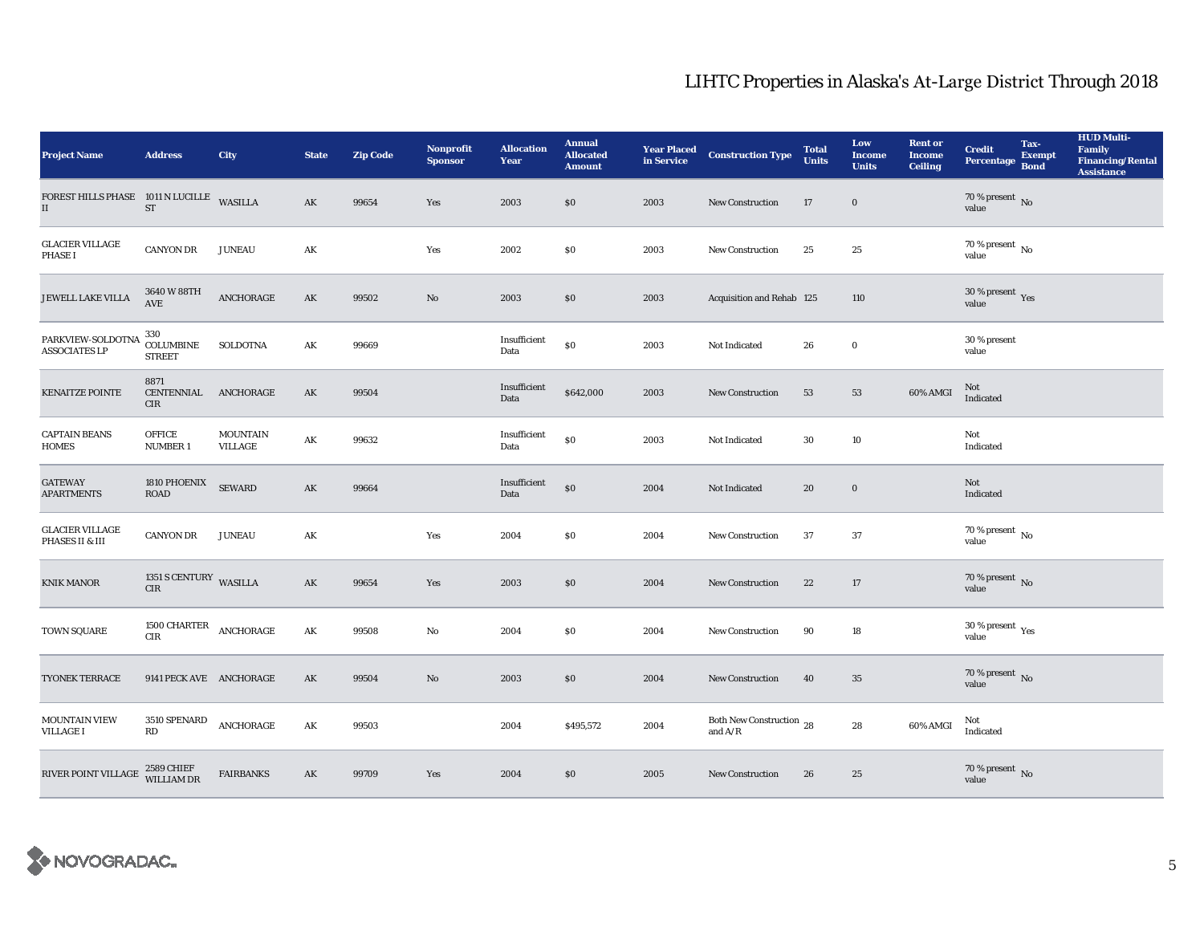# LIHTC Properties in Alaska's At-Large District Through 2018

| Project Name | Address | City | State | Zip Code | Nonprofit Sponsor | Allocation Year | Annual Allocated Amount | Year Placed in Service | Construction Type | Total Units | Low Income Units | Rent or Income Ceiling | Credit Percentage | Tax-Exempt Bond | HUD Multi-Family Financing/Rental Assistance |
|---|---|---|---|---|---|---|---|---|---|---|---|---|---|---|---|
| FOREST HILLS PHASE II | 1011 N LUCILLE ST | WASILLA | AK | 99654 | Yes | 2003 | $0 | 2003 | New Construction | 17 | 0 | | 70 % present value | No | |
| GLACIER VILLAGE PHASE I | CANYON DR | JUNEAU | AK | | Yes | 2002 | $0 | 2003 | New Construction | 25 | 25 | | 70 % present value | No | |
| JEWELL LAKE VILLA | 3640 W 88TH AVE | ANCHORAGE | AK | 99502 | No | 2003 | $0 | 2003 | Acquisition and Rehab | 125 | 110 | | 30 % present value | Yes | |
| PARKVIEW-SOLDOTNA ASSOCIATES LP | 330 COLUMBINE STREET | SOLDOTNA | AK | 99669 | | Insufficient Data | $0 | 2003 | Not Indicated | 26 | 0 | | 30 % present value | | |
| KENAITZE POINTE | 8871 CENTENNIAL CIR | ANCHORAGE | AK | 99504 | | Insufficient Data | $642,000 | 2003 | New Construction | 53 | 53 | 60% AMGI | Not Indicated | | |
| CAPTAIN BEANS HOMES | OFFICE NUMBER 1 | MOUNTAIN VILLAGE | AK | 99632 | | Insufficient Data | $0 | 2003 | Not Indicated | 30 | 10 | | Not Indicated | | |
| GATEWAY APARTMENTS | 1810 PHOENIX ROAD | SEWARD | AK | 99664 | | Insufficient Data | $0 | 2004 | Not Indicated | 20 | 0 | | Not Indicated | | |
| GLACIER VILLAGE PHASES II & III | CANYON DR | JUNEAU | AK | | Yes | 2004 | $0 | 2004 | New Construction | 37 | 37 | | 70 % present value | No | |
| KNIK MANOR | 1351 S CENTURY CIR | WASILLA | AK | 99654 | Yes | 2003 | $0 | 2004 | New Construction | 22 | 17 | | 70 % present value | No | |
| TOWN SQUARE | 1500 CHARTER CIR | ANCHORAGE | AK | 99508 | No | 2004 | $0 | 2004 | New Construction | 90 | 18 | | 30 % present value | Yes | |
| TYONEK TERRACE | 9141 PECK AVE | ANCHORAGE | AK | 99504 | No | 2003 | $0 | 2004 | New Construction | 40 | 35 | | 70 % present value | No | |
| MOUNTAIN VIEW VILLAGE I | 3510 SPENARD RD | ANCHORAGE | AK | 99503 | | 2004 | $495,572 | 2004 | Both New Construction and A/R | 28 | 28 | 60% AMGI | Not Indicated | | |
| RIVER POINT VILLAGE | 2589 CHIEF WILLIAM DR | FAIRBANKS | AK | 99709 | Yes | 2004 | $0 | 2005 | New Construction | 26 | 25 | | 70 % present value | No | |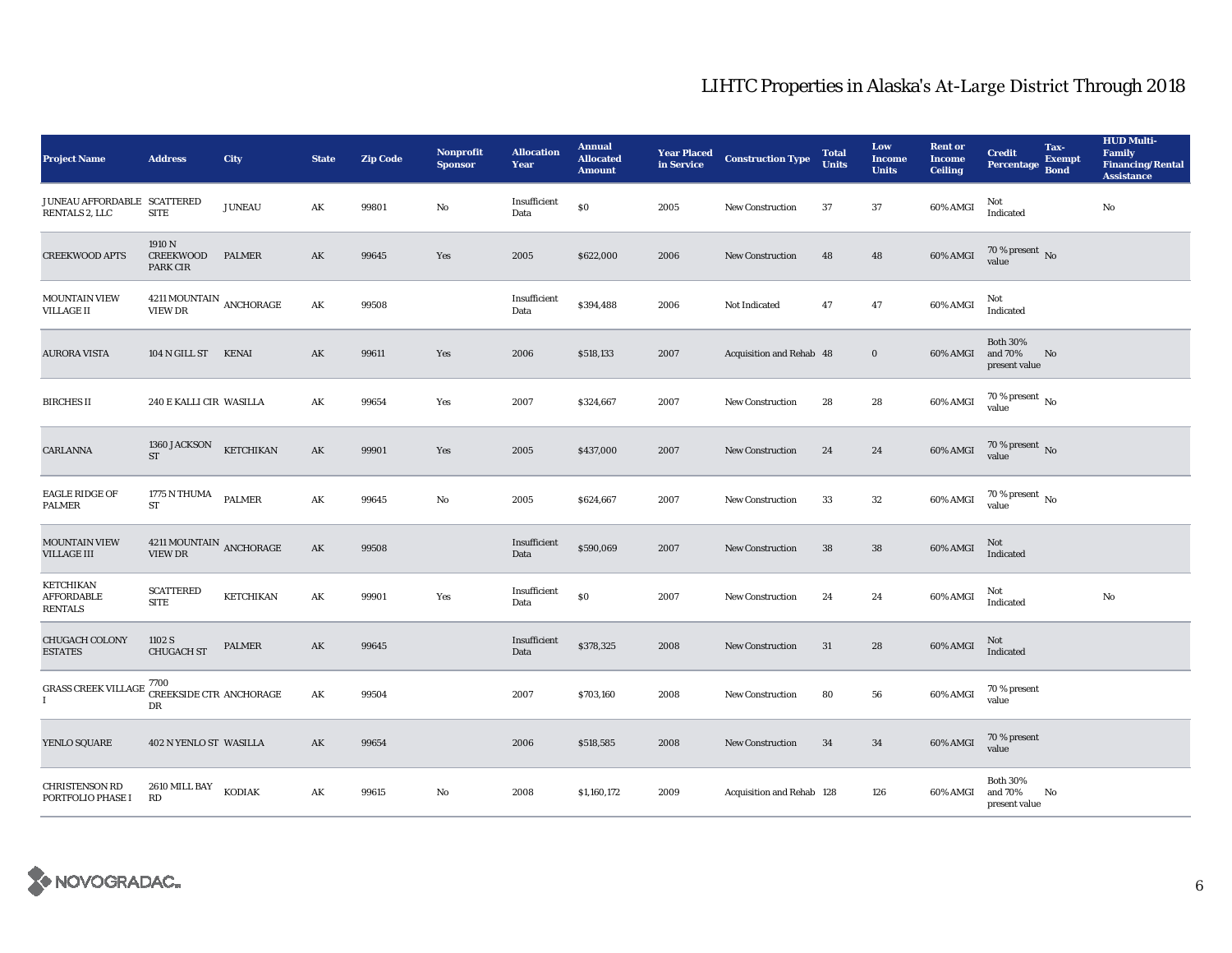# LIHTC Properties in Alaska's At-Large District Through 2018

| Project Name | Address | City | State | Zip Code | Nonprofit Sponsor | Allocation Year | Annual Allocated Amount | Year Placed in Service | Construction Type | Total Units | Low Income Units | Rent or Income Ceiling | Credit Percentage | Tax-Exempt Bond | HUD Multi-Family Financing/Rental Assistance |
|---|---|---|---|---|---|---|---|---|---|---|---|---|---|---|---|
| JUNEAU AFFORDABLE RENTALS 2, LLC | SCATTERED SITE | JUNEAU | AK | 99801 | No | Insufficient Data | $0 | 2005 | New Construction | 37 | 37 | 60% AMGI | Not Indicated | | No |
| CREEKWOOD APTS | 1910 N CREEKWOOD PARK CIR | PALMER | AK | 99645 | Yes | 2005 | $622,000 | 2006 | New Construction | 48 | 48 | 60% AMGI | 70 % present value | No | |
| MOUNTAIN VIEW VILLAGE II | 4211 MOUNTAIN VIEW DR | ANCHORAGE | AK | 99508 | | Insufficient Data | $394,488 | 2006 | Not Indicated | 47 | 47 | 60% AMGI | Not Indicated | | |
| AURORA VISTA | 104 N GILL ST | KENAI | AK | 99611 | Yes | 2006 | $518,133 | 2007 | Acquisition and Rehab | 48 | 0 | 60% AMGI | Both 30% and 70% present value | No | |
| BIRCHES II | 240 E KALLI CIR | WASILLA | AK | 99654 | Yes | 2007 | $324,667 | 2007 | New Construction | 28 | 28 | 60% AMGI | 70 % present value | No | |
| CARLANNA | 1360 JACKSON ST | KETCHIKAN | AK | 99901 | Yes | 2005 | $437,000 | 2007 | New Construction | 24 | 24 | 60% AMGI | 70 % present value | No | |
| EAGLE RIDGE OF PALMER | 1775 N THUMA ST | PALMER | AK | 99645 | No | 2005 | $624,667 | 2007 | New Construction | 33 | 32 | 60% AMGI | 70 % present value | No | |
| MOUNTAIN VIEW VILLAGE III | 4211 MOUNTAIN VIEW DR | ANCHORAGE | AK | 99508 | | Insufficient Data | $590,069 | 2007 | New Construction | 38 | 38 | 60% AMGI | Not Indicated | | |
| KETCHIKAN AFFORDABLE RENTALS | SCATTERED SITE | KETCHIKAN | AK | 99901 | Yes | Insufficient Data | $0 | 2007 | New Construction | 24 | 24 | 60% AMGI | Not Indicated | | No |
| CHUGACH COLONY ESTATES | 1102 S CHUGACH ST | PALMER | AK | 99645 | | Insufficient Data | $378,325 | 2008 | New Construction | 31 | 28 | 60% AMGI | Not Indicated | | |
| GRASS CREEK VILLAGE I | 7700 CREEKSIDE CTR DR | ANCHORAGE | AK | 99504 | | 2007 | $703,160 | 2008 | New Construction | 80 | 56 | 60% AMGI | 70 % present value | | |
| YENLO SQUARE | 402 N YENLO ST | WASILLA | AK | 99654 | | 2006 | $518,585 | 2008 | New Construction | 34 | 34 | 60% AMGI | 70 % present value | | |
| CHRISTENSON RD PORTFOLIO PHASE I | 2610 MILL BAY RD | KODIAK | AK | 99615 | No | 2008 | $1,160,172 | 2009 | Acquisition and Rehab | 128 | 126 | 60% AMGI | Both 30% and 70% present value | No | |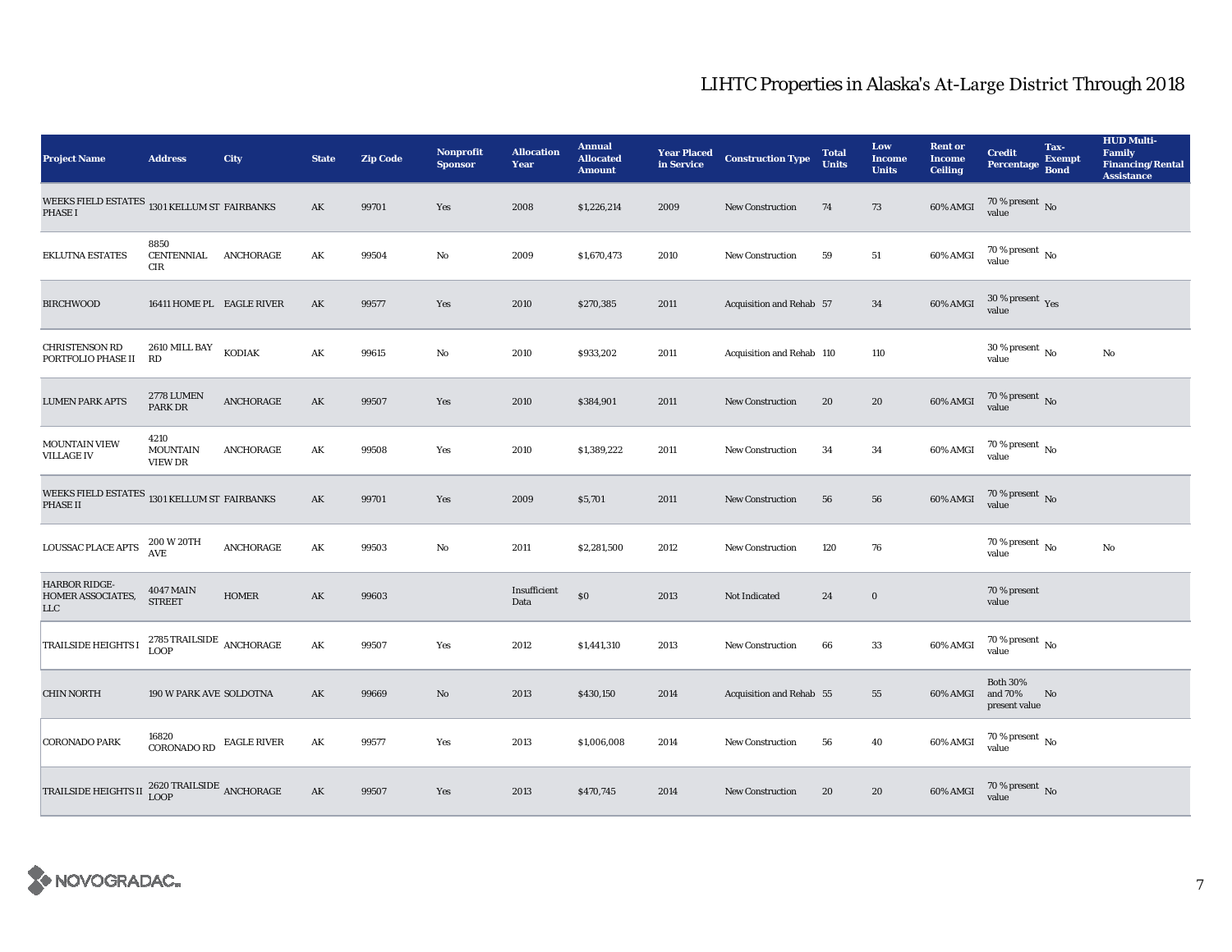# LIHTC Properties in Alaska's At-Large District Through 2018

| Project Name | Address | City | State | Zip Code | Nonprofit Sponsor | Allocation Year | Annual Allocated Amount | Year Placed in Service | Construction Type | Total Units | Low Income Units | Rent or Income Ceiling | Credit Percentage | Tax-Exempt Bond | HUD Multi-Family Financing/Rental Assistance |
|---|---|---|---|---|---|---|---|---|---|---|---|---|---|---|---|
| WEEKS FIELD ESTATES PHASE I | 1301 KELLUM ST | FAIRBANKS | AK | 99701 | Yes | 2008 | $1,226,214 | 2009 | New Construction | 74 | 73 | 60% AMGI | 70 % present value | No | |
| EKLUTNA ESTATES | 8850 CENTENNIAL CIR | ANCHORAGE | AK | 99504 | No | 2009 | $1,670,473 | 2010 | New Construction | 59 | 51 | 60% AMGI | 70 % present value | No | |
| BIRCHWOOD | 16411 HOME PL | EAGLE RIVER | AK | 99577 | Yes | 2010 | $270,385 | 2011 | Acquisition and Rehab | 57 | 34 | 60% AMGI | 30 % present value | Yes | |
| CHRISTENSON RD PORTFOLIO PHASE II | 2610 MILL BAY RD | KODIAK | AK | 99615 | No | 2010 | $933,202 | 2011 | Acquisition and Rehab | 110 | 110 | | 30 % present value | No | No |
| LUMEN PARK APTS | 2778 LUMEN PARK DR | ANCHORAGE | AK | 99507 | Yes | 2010 | $384,901 | 2011 | New Construction | 20 | 20 | 60% AMGI | 70 % present value | No | |
| MOUNTAIN VIEW VILLAGE IV | 4210 MOUNTAIN VIEW DR | ANCHORAGE | AK | 99508 | Yes | 2010 | $1,389,222 | 2011 | New Construction | 34 | 34 | 60% AMGI | 70 % present value | No | |
| WEEKS FIELD ESTATES PHASE II | 1301 KELLUM ST | FAIRBANKS | AK | 99701 | Yes | 2009 | $5,701 | 2011 | New Construction | 56 | 56 | 60% AMGI | 70 % present value | No | |
| LOUSSAC PLACE APTS | 200 W 20TH AVE | ANCHORAGE | AK | 99503 | No | 2011 | $2,281,500 | 2012 | New Construction | 120 | 76 | | 70 % present value | No | No |
| HARBOR RIDGE-HOMER ASSOCIATES, LLC | 4047 MAIN STREET | HOMER | AK | 99603 | | Insufficient Data | $0 | 2013 | Not Indicated | 24 | 0 | | 70 % present value | | |
| TRAILSIDE HEIGHTS I | 2785 TRAILSIDE LOOP | ANCHORAGE | AK | 99507 | Yes | 2012 | $1,441,310 | 2013 | New Construction | 66 | 33 | 60% AMGI | 70 % present value | No | |
| CHIN NORTH | 190 W PARK AVE | SOLDOTNA | AK | 99669 | No | 2013 | $430,150 | 2014 | Acquisition and Rehab | 55 | 55 | 60% AMGI | Both 30% and 70% present value | No | |
| CORONADO PARK | 16820 CORONADO RD | EAGLE RIVER | AK | 99577 | Yes | 2013 | $1,006,008 | 2014 | New Construction | 56 | 40 | 60% AMGI | 70 % present value | No | |
| TRAILSIDE HEIGHTS II | 2620 TRAILSIDE LOOP | ANCHORAGE | AK | 99507 | Yes | 2013 | $470,745 | 2014 | New Construction | 20 | 20 | 60% AMGI | 70 % present value | No | |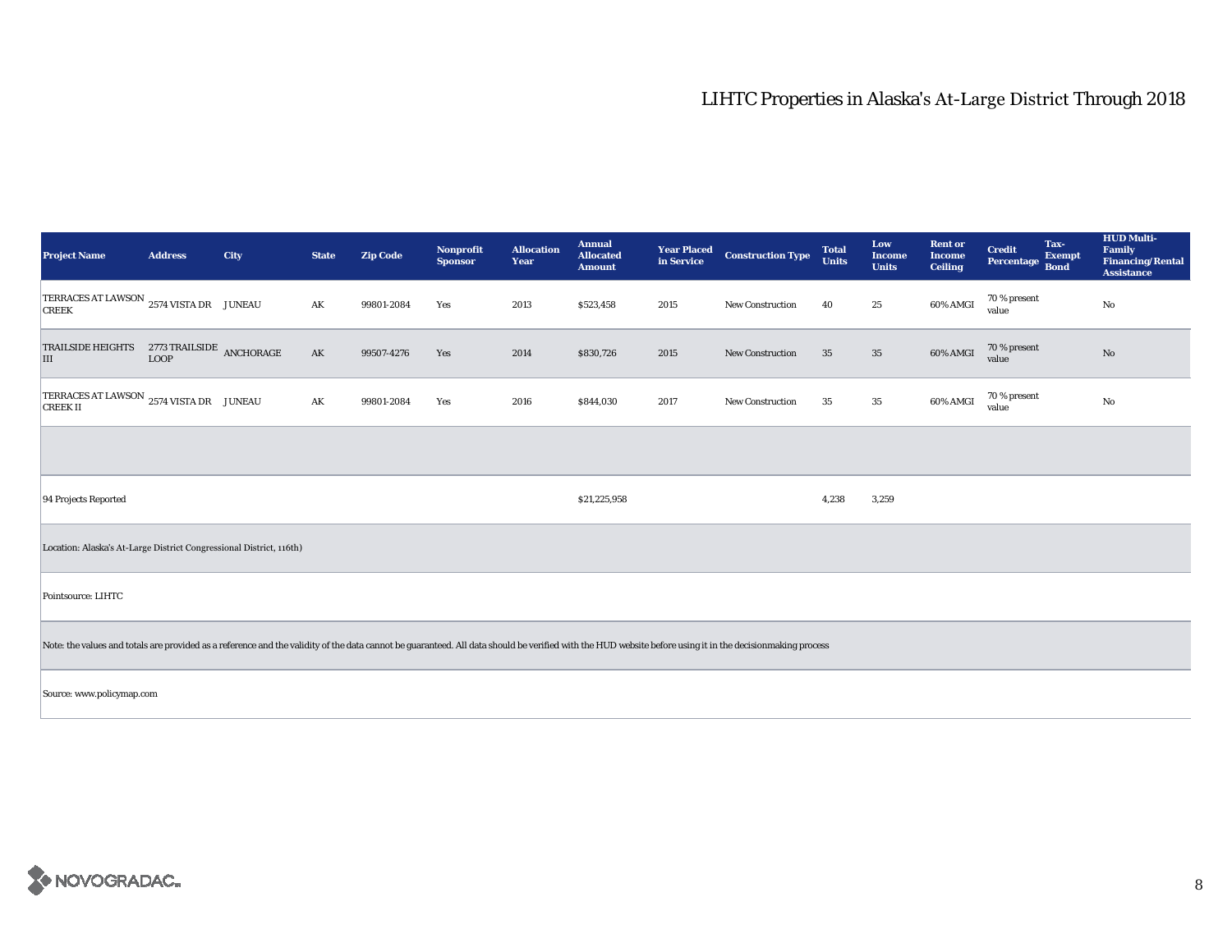## LIHTC Properties in Alaska's At-Large District Through 2018

| Project Name | Address | City | State | Zip Code | Nonprofit Sponsor | Allocation Year | Annual Allocated Amount | Year Placed in Service | Construction Type | Total Units | Low Income Units | Rent or Income Ceiling | Credit Percentage | Tax-Exempt Bond | HUD Multi-Family Financing/Rental Assistance |
|---|---|---|---|---|---|---|---|---|---|---|---|---|---|---|---|
| TERRACES AT LAWSON CREEK | 2574 VISTA DR | JUNEAU | AK | 99801-2084 | Yes | 2013 | $523,458 | 2015 | New Construction | 40 | 25 | 60% AMGI | 70 % present value | | No |
| TRAILSIDE HEIGHTS III | 2773 TRAILSIDE LOOP | ANCHORAGE | AK | 99507-4276 | Yes | 2014 | $830,726 | 2015 | New Construction | 35 | 35 | 60% AMGI | 70 % present value | | No |
| TERRACES AT LAWSON CREEK II | 2574 VISTA DR | JUNEAU | AK | 99801-2084 | Yes | 2016 | $844,030 | 2017 | New Construction | 35 | 35 | 60% AMGI | 70 % present value | | No |
| | | | | | | | | | | | | | | | |
| 94 Projects Reported | | | | | | | $21,225,958 | | | 4,238 | 3,259 | | | | |

Location: Alaska's At-Large District Congressional District, 116th)

Pointsource: LIHTC

Note: the values and totals are provided as a reference and the validity of the data cannot be guaranteed. All data should be verified with the HUD website before using it in the decisionmaking process

Source: www.policymap.com